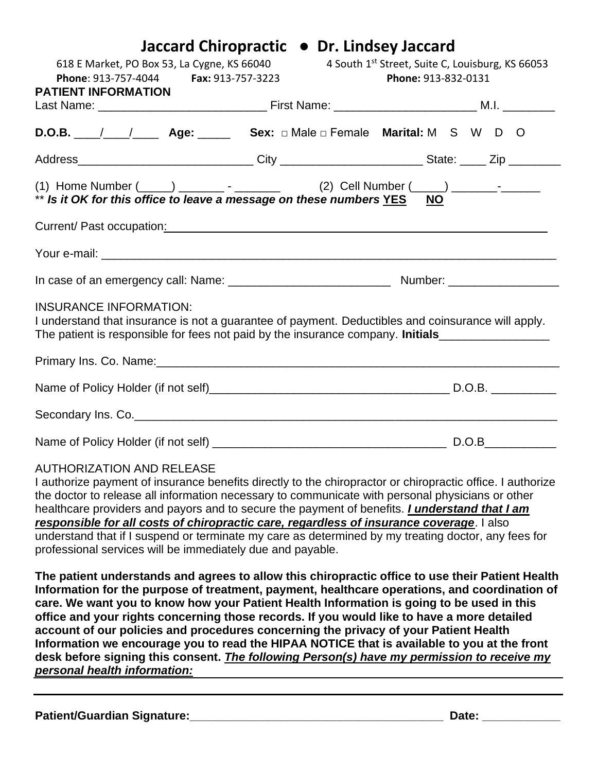# Jaccard Chiropractic ● Dr. Lindsey Jaccard

618 E Market, PO Box 53, La Cygne, KS 66040 **Phone**: 913-757-4044 **Fax:** 913-757-3223

4 South 1st Street, Suite C, Louisburg, KS 66053 **Phone:** 913-832-0131

**PATIENT INFORMATION**

Last Name: __________________________ First Name: ______________________ M.I. ________

**D.O.B.** ____/____/____ **Age:** _____ **Sex:** □ Male □ Female **Marital:** M S W D O

Address___________________________ City ______________________ State: ____ Zip ________

(1) Home Number (_____) _______ - _______ (2) Cell Number (_____) _______-______

\*\* ***Is it OK for this office to leave a message on these numbers*** **YES** **NO**

Current/ Past occupation:_______________________________________________________________

Your e-mail: ___________________________________________________________________________

In case of an emergency call: Name: _________________________ Number: _________________

INSURANCE INFORMATION:

I understand that insurance is not a guarantee of payment. Deductibles and coinsurance will apply. The patient is responsible for fees not paid by the insurance company. **Initials**_________________

Primary Ins. Co. Name:_________________________________________________________________

Name of Policy Holder (if not self)_____________________________________ D.O.B. __________

Secondary Ins. Co._____________________________________________________________________

Name of Policy Holder (if not self) _____________________________________ D.O.B___________

AUTHORIZATION AND RELEASE

I authorize payment of insurance benefits directly to the chiropractor or chiropractic office. I authorize the doctor to release all information necessary to communicate with personal physicians or other healthcare providers and payors and to secure the payment of benefits. ***I understand that I am responsible for all costs of chiropractic care, regardless of insurance coverage***. I also understand that if I suspend or terminate my care as determined by my treating doctor, any fees for professional services will be immediately due and payable.

**The patient understands and agrees to allow this chiropractic office to use their Patient Health Information for the purpose of treatment, payment, healthcare operations, and coordination of care. We want you to know how your Patient Health Information is going to be used in this office and your rights concerning those records. If you would like to have a more detailed account of our policies and procedures concerning the privacy of your Patient Health Information we encourage you to read the HIPAA NOTICE that is available to you at the front desk before signing this consent.** ***The following Person(s) have my permission to receive my personal health information:***

______________________________________________________________________________________

**Patient/Guardian Signature:**_______________________________________ **Date:** ____________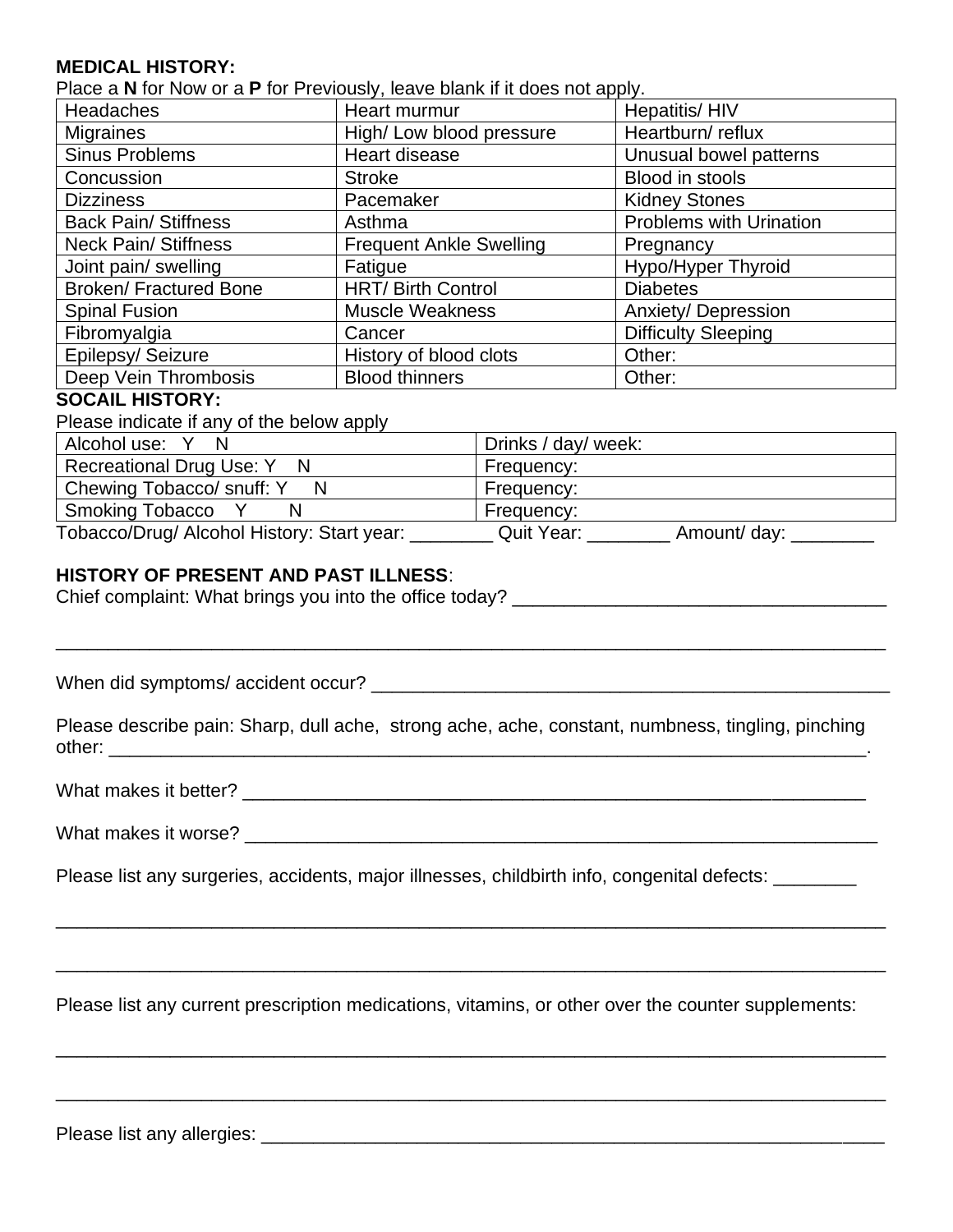**MEDICAL HISTORY:**

Place a **N** for Now or a **P** for Previously, leave blank if it does not apply.

| | | |
|---|---|---|
| Headaches | Heart murmur | Hepatitis/ HIV |
| Migraines | High/ Low blood pressure | Heartburn/ reflux |
| Sinus Problems | Heart disease | Unusual bowel patterns |
| Concussion | Stroke | Blood in stools |
| Dizziness | Pacemaker | Kidney Stones |
| Back Pain/ Stiffness | Asthma | Problems with Urination |
| Neck Pain/ Stiffness | Frequent Ankle Swelling | Pregnancy |
| Joint pain/ swelling | Fatigue | Hypo/Hyper Thyroid |
| Broken/ Fractured Bone | HRT/ Birth Control | Diabetes |
| Spinal Fusion | Muscle Weakness | Anxiety/ Depression |
| Fibromyalgia | Cancer | Difficulty Sleeping |
| Epilepsy/ Seizure | History of blood clots | Other: |
| Deep Vein Thrombosis | Blood thinners | Other: |

**SOCAIL HISTORY:**

Please indicate if any of the below apply

| | |
|---|---|
| Alcohol use: Y N | Drinks / day/ week: |
| Recreational Drug Use: Y N | Frequency: |
| Chewing Tobacco/ snuff: Y N | Frequency: |
| Smoking Tobacco Y N | Frequency: |

Tobacco/Drug/ Alcohol History: Start year: ________ Quit Year: ________ Amount/ day: ________

**HISTORY OF PRESENT AND PAST ILLNESS**:

Chief complaint: What brings you into the office today? ____________________________________

________________________________________________________________________________

When did symptoms/ accident occur? ____________________________________________________

Please describe pain: Sharp, dull ache, strong ache, ache, constant, numbness, tingling, pinching other: ______________________________________________________________________________.

What makes it better? ______________________________________________________________

What makes it worse? ______________________________________________________________

Please list any surgeries, accidents, major illnesses, childbirth info, congenital defects: ________

________________________________________________________________________________

________________________________________________________________________________

Please list any current prescription medications, vitamins, or other over the counter supplements:

________________________________________________________________________________

________________________________________________________________________________

Please list any allergies: ______________________________________________________________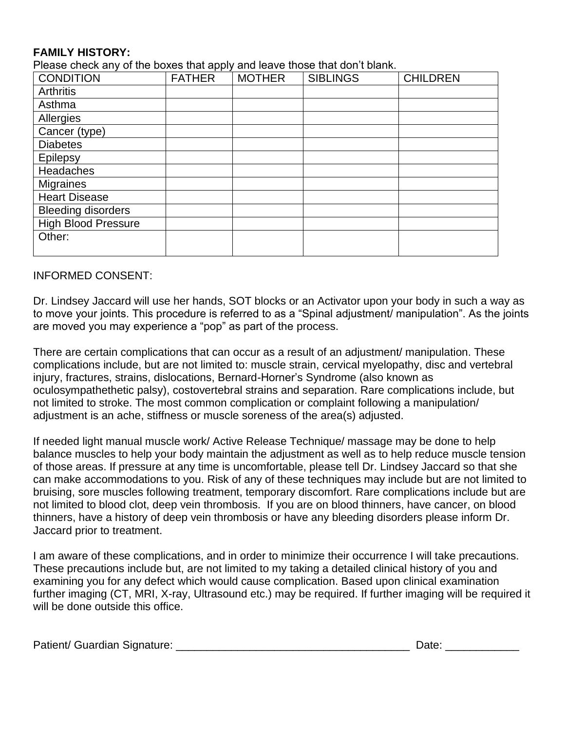**FAMILY HISTORY:**

Please check any of the boxes that apply and leave those that don't blank.

| CONDITION | FATHER | MOTHER | SIBLINGS | CHILDREN |
|---|---|---|---|---|
| Arthritis | | | | |
| Asthma | | | | |
| Allergies | | | | |
| Cancer (type) | | | | |
| Diabetes | | | | |
| Epilepsy | | | | |
| Headaches | | | | |
| Migraines | | | | |
| Heart Disease | | | | |
| Bleeding disorders | | | | |
| High Blood Pressure | | | | |
| Other: | | | | |

INFORMED CONSENT:

Dr. Lindsey Jaccard will use her hands, SOT blocks or an Activator upon your body in such a way as to move your joints. This procedure is referred to as a "Spinal adjustment/ manipulation". As the joints are moved you may experience a "pop" as part of the process.

There are certain complications that can occur as a result of an adjustment/ manipulation. These complications include, but are not limited to: muscle strain, cervical myelopathy, disc and vertebral injury, fractures, strains, dislocations, Bernard-Horner's Syndrome (also known as oculosympathethetic palsy), costovertebral strains and separation. Rare complications include, but not limited to stroke. The most common complication or complaint following a manipulation/ adjustment is an ache, stiffness or muscle soreness of the area(s) adjusted.

If needed light manual muscle work/ Active Release Technique/ massage may be done to help balance muscles to help your body maintain the adjustment as well as to help reduce muscle tension of those areas. If pressure at any time is uncomfortable, please tell Dr. Lindsey Jaccard so that she can make accommodations to you. Risk of any of these techniques may include but are not limited to bruising, sore muscles following treatment, temporary discomfort. Rare complications include but are not limited to blood clot, deep vein thrombosis. If you are on blood thinners, have cancer, on blood thinners, have a history of deep vein thrombosis or have any bleeding disorders please inform Dr. Jaccard prior to treatment.

I am aware of these complications, and in order to minimize their occurrence I will take precautions. These precautions include but, are not limited to my taking a detailed clinical history of you and examining you for any defect which would cause complication. Based upon clinical examination further imaging (CT, MRI, X-ray, Ultrasound etc.) may be required. If further imaging will be required it will be done outside this office.

Patient/ Guardian Signature: ______________________________________ Date: ____________